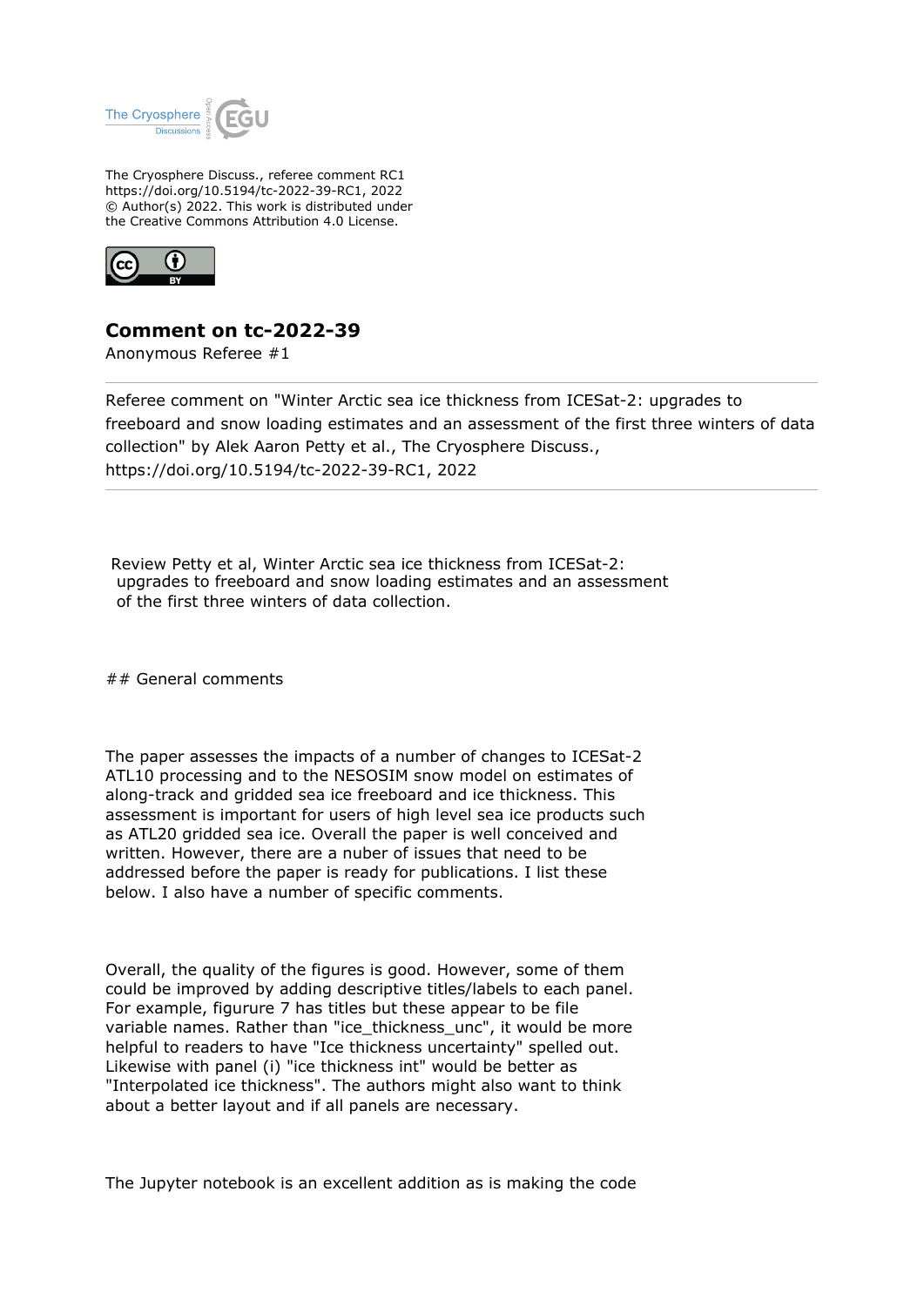The Cryosphere Discuss., referee comment RC1
https://doi.org/10.5194/tc-2022-39-RC1, 2022
© Author(s) 2022. This work is distributed under
the Creative Commons Attribution 4.0 License.

# Comment on tc-2022-39

Anonymous Referee #1

Referee comment on "Winter Arctic sea ice thickness from ICESat-2: upgrades to freeboard and snow loading estimates and an assessment of the first three winters of data collection" by Alek Aaron Petty et al., The Cryosphere Discuss., https://doi.org/10.5194/tc-2022-39-RC1, 2022

Review Petty et al, Winter Arctic sea ice thickness from ICESat-2: upgrades to freeboard and snow loading estimates and an assessment of the first three winters of data collection.

## General comments

The paper assesses the impacts of a number of changes to ICESat-2 ATL10 processing and to the NESOSIM snow model on estimates of along-track and gridded sea ice freeboard and ice thickness. This assessment is important for users of high level sea ice products such as ATL20 gridded sea ice. Overall the paper is well conceived and written. However, there are a nuber of issues that need to be addressed before the paper is ready for publications. I list these below. I also have a number of specific comments.

Overall, the quality of the figures is good. However, some of them could be improved by adding descriptive titles/labels to each panel. For example, figurure 7 has titles but these appear to be file variable names. Rather than "ice_thickness_unc", it would be more helpful to readers to have "Ice thickness uncertainty" spelled out. Likewise with panel (i) "ice thickness int" would be better as "Interpolated ice thickness". The authors might also want to think about a better layout and if all panels are necessary.

The Jupyter notebook is an excellent addition as is making the code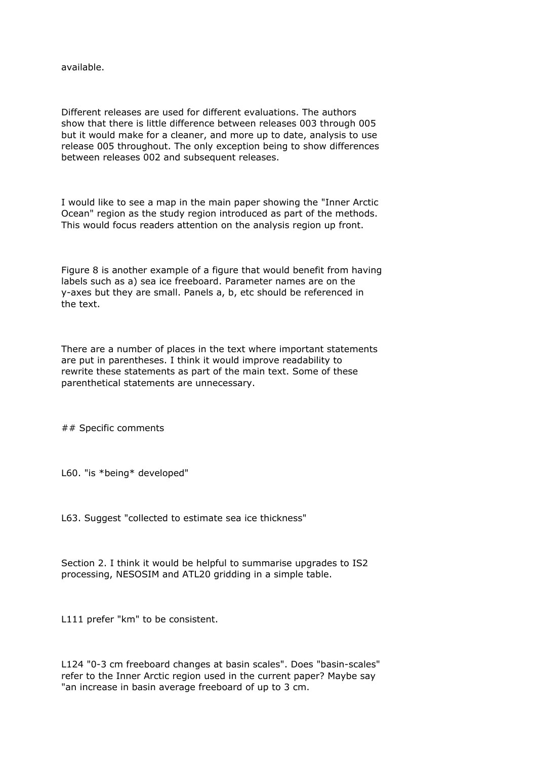available.

Different releases are used for different evaluations. The authors show that there is little difference between releases 003 through 005 but it would make for a cleaner, and more up to date, analysis to use release 005 throughout. The only exception being to show differences between releases 002 and subsequent releases.

I would like to see a map in the main paper showing the "Inner Arctic Ocean" region as the study region introduced as part of the methods. This would focus readers attention on the analysis region up front.

Figure 8 is another example of a figure that would benefit from having labels such as a) sea ice freeboard. Parameter names are on the y-axes but they are small. Panels a, b, etc should be referenced in the text.

There are a number of places in the text where important statements are put in parentheses. I think it would improve readability to rewrite these statements as part of the main text. Some of these parenthetical statements are unnecessary.

## Specific comments

L60. "is *being* developed"

L63. Suggest "collected to estimate sea ice thickness"

Section 2. I think it would be helpful to summarise upgrades to IS2 processing, NESOSIM and ATL20 gridding in a simple table.

L111 prefer "km" to be consistent.

L124 "0-3 cm freeboard changes at basin scales". Does "basin-scales" refer to the Inner Arctic region used in the current paper? Maybe say "an increase in basin average freeboard of up to 3 cm.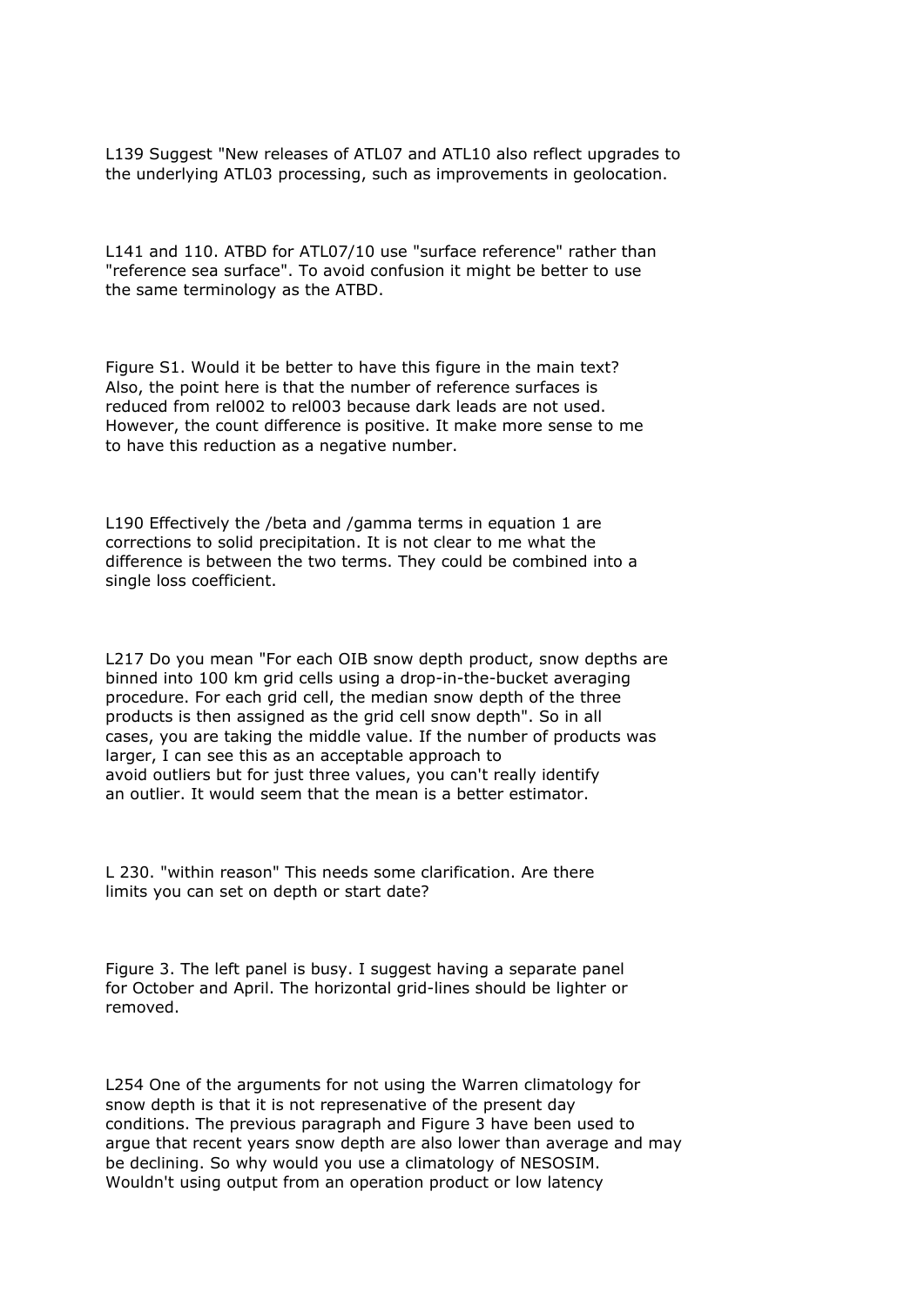L139 Suggest "New releases of ATL07 and ATL10 also reflect upgrades to the underlying ATL03 processing, such as improvements in geolocation.

L141 and 110. ATBD for ATL07/10 use "surface reference" rather than "reference sea surface". To avoid confusion it might be better to use the same terminology as the ATBD.

Figure S1. Would it be better to have this figure in the main text? Also, the point here is that the number of reference surfaces is reduced from rel002 to rel003 because dark leads are not used. However, the count difference is positive. It make more sense to me to have this reduction as a negative number.

L190 Effectively the /beta and /gamma terms in equation 1 are corrections to solid precipitation. It is not clear to me what the difference is between the two terms. They could be combined into a single loss coefficient.

L217 Do you mean "For each OIB snow depth product, snow depths are binned into 100 km grid cells using a drop-in-the-bucket averaging procedure. For each grid cell, the median snow depth of the three products is then assigned as the grid cell snow depth". So in all cases, you are taking the middle value. If the number of products was larger, I can see this as an acceptable approach to avoid outliers but for just three values, you can't really identify an outlier. It would seem that the mean is a better estimator.

L 230. "within reason" This needs some clarification. Are there limits you can set on depth or start date?

Figure 3. The left panel is busy. I suggest having a separate panel for October and April. The horizontal grid-lines should be lighter or removed.

L254 One of the arguments for not using the Warren climatology for snow depth is that it is not represenative of the present day conditions. The previous paragraph and Figure 3 have been used to argue that recent years snow depth are also lower than average and may be declining. So why would you use a climatology of NESOSIM. Wouldn't using output from an operation product or low latency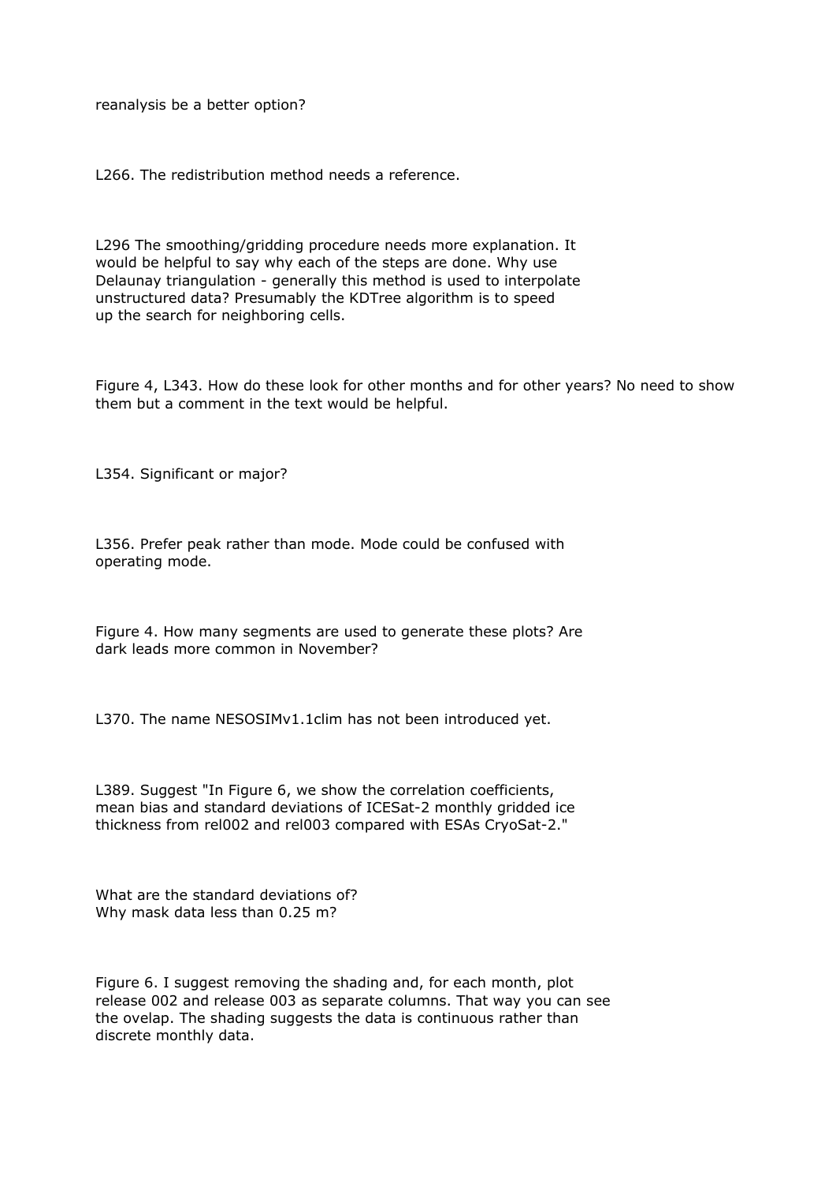reanalysis be a better option?

L266. The redistribution method needs a reference.

L296 The smoothing/gridding procedure needs more explanation. It would be helpful to say why each of the steps are done. Why use Delaunay triangulation - generally this method is used to interpolate unstructured data? Presumably the KDTree algorithm is to speed up the search for neighboring cells.

Figure 4, L343. How do these look for other months and for other years? No need to show them but a comment in the text would be helpful.

L354. Significant or major?

L356. Prefer peak rather than mode. Mode could be confused with operating mode.

Figure 4. How many segments are used to generate these plots? Are dark leads more common in November?

L370. The name NESOSIMv1.1clim has not been introduced yet.

L389. Suggest "In Figure 6, we show the correlation coefficients, mean bias and standard deviations of ICESat-2 monthly gridded ice thickness from rel002 and rel003 compared with ESAs CryoSat-2."

What are the standard deviations of?
Why mask data less than 0.25 m?

Figure 6. I suggest removing the shading and, for each month, plot release 002 and release 003 as separate columns. That way you can see the ovelap. The shading suggests the data is continuous rather than discrete monthly data.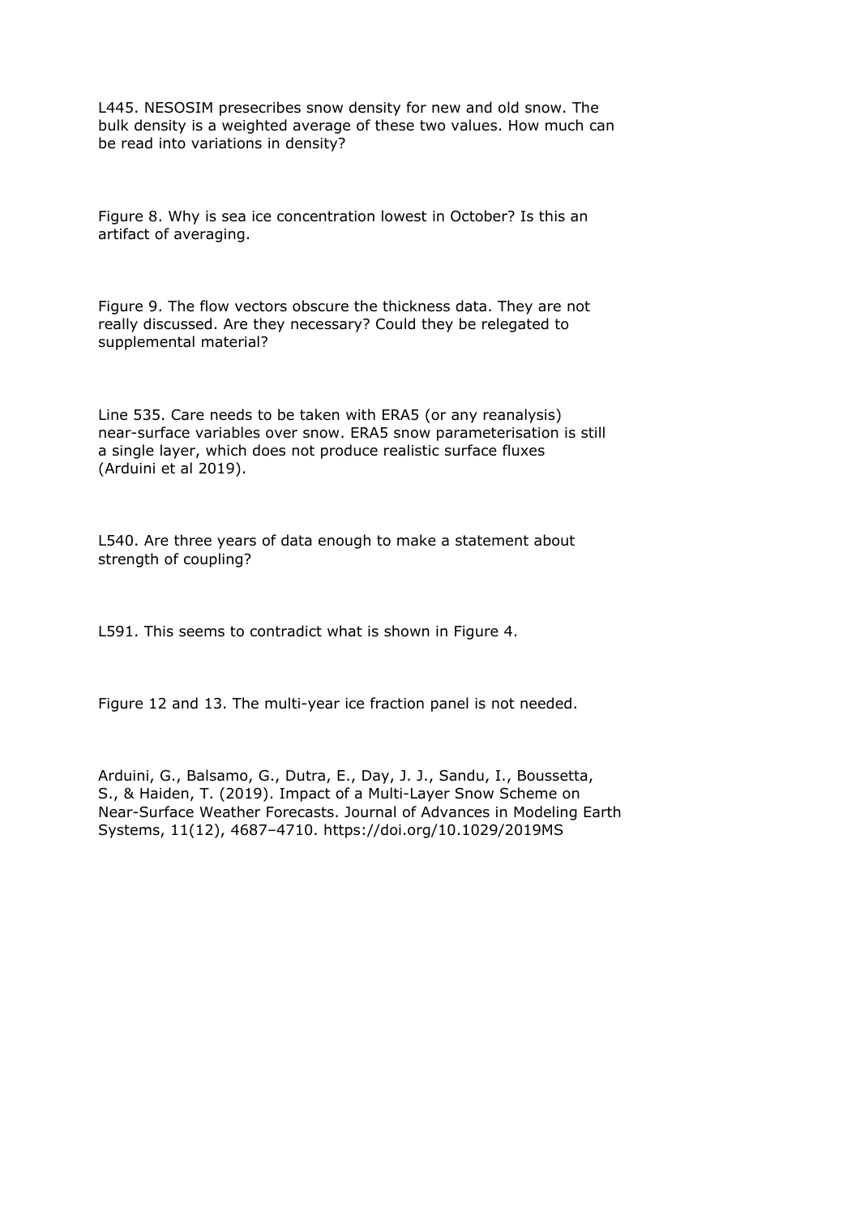L445. NESOSIM presecribes snow density for new and old snow. The bulk density is a weighted average of these two values. How much can be read into variations in density?

Figure 8. Why is sea ice concentration lowest in October? Is this an artifact of averaging.

Figure 9. The flow vectors obscure the thickness data. They are not really discussed. Are they necessary? Could they be relegated to supplemental material?

Line 535. Care needs to be taken with ERA5 (or any reanalysis) near-surface variables over snow. ERA5 snow parameterisation is still a single layer, which does not produce realistic surface fluxes (Arduini et al 2019).

L540. Are three years of data enough to make a statement about strength of coupling?

L591. This seems to contradict what is shown in Figure 4.

Figure 12 and 13. The multi-year ice fraction panel is not needed.

Arduini, G., Balsamo, G., Dutra, E., Day, J. J., Sandu, I., Boussetta, S., & Haiden, T. (2019). Impact of a Multi-Layer Snow Scheme on Near-Surface Weather Forecasts. Journal of Advances in Modeling Earth Systems, 11(12), 4687–4710. https://doi.org/10.1029/2019MS